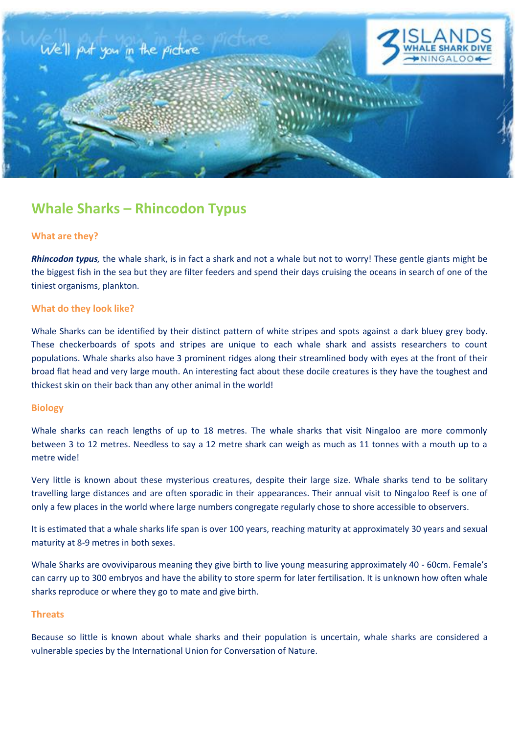# Whale Sharks – Rhincodon Typus

## What are they?

***Rhincodon typus**,* the whale shark, is in fact a shark and not a whale but not to worry! These gentle giants might be the biggest fish in the sea but they are filter feeders and spend their days cruising the oceans in search of one of the tiniest organisms, plankton.

## What do they look like?

Whale Sharks can be identified by their distinct pattern of white stripes and spots against a dark bluey grey body. These checkerboards of spots and stripes are unique to each whale shark and assists researchers to count populations. Whale sharks also have 3 prominent ridges along their streamlined body with eyes at the front of their broad flat head and very large mouth. An interesting fact about these docile creatures is they have the toughest and thickest skin on their back than any other animal in the world!

## Biology

Whale sharks can reach lengths of up to 18 metres. The whale sharks that visit Ningaloo are more commonly between 3 to 12 metres. Needless to say a 12 metre shark can weigh as much as 11 tonnes with a mouth up to a metre wide!

Very little is known about these mysterious creatures, despite their large size. Whale sharks tend to be solitary travelling large distances and are often sporadic in their appearances. Their annual visit to Ningaloo Reef is one of only a few places in the world where large numbers congregate regularly chose to shore accessible to observers.

It is estimated that a whale sharks life span is over 100 years, reaching maturity at approximately 30 years and sexual maturity at 8-9 metres in both sexes.

Whale Sharks are ovoviviparous meaning they give birth to live young measuring approximately 40 - 60cm. Female's can carry up to 300 embryos and have the ability to store sperm for later fertilisation. It is unknown how often whale sharks reproduce or where they go to mate and give birth.

## Threats

Because so little is known about whale sharks and their population is uncertain, whale sharks are considered a vulnerable species by the International Union for Conversation of Nature.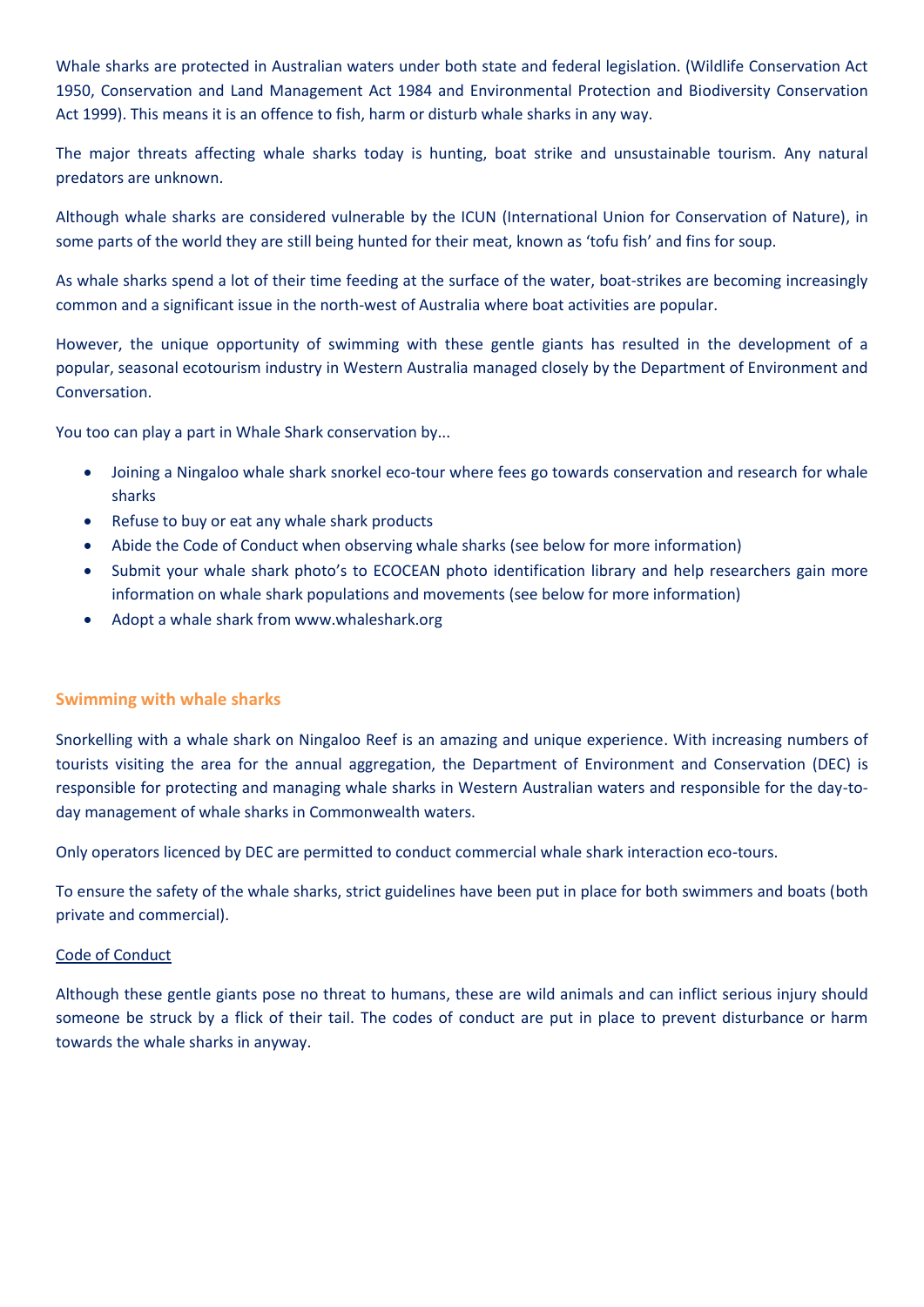Whale sharks are protected in Australian waters under both state and federal legislation. (Wildlife Conservation Act 1950, Conservation and Land Management Act 1984 and Environmental Protection and Biodiversity Conservation Act 1999). This means it is an offence to fish, harm or disturb whale sharks in any way.

The major threats affecting whale sharks today is hunting, boat strike and unsustainable tourism. Any natural predators are unknown.

Although whale sharks are considered vulnerable by the ICUN (International Union for Conservation of Nature), in some parts of the world they are still being hunted for their meat, known as 'tofu fish' and fins for soup.

As whale sharks spend a lot of their time feeding at the surface of the water, boat-strikes are becoming increasingly common and a significant issue in the north-west of Australia where boat activities are popular.

However, the unique opportunity of swimming with these gentle giants has resulted in the development of a popular, seasonal ecotourism industry in Western Australia managed closely by the Department of Environment and Conversation.

You too can play a part in Whale Shark conservation by...

- Joining a Ningaloo whale shark snorkel eco-tour where fees go towards conservation and research for whale sharks
- Refuse to buy or eat any whale shark products
- Abide the Code of Conduct when observing whale sharks (see below for more information)
- Submit your whale shark photo's to ECOCEAN photo identification library and help researchers gain more information on whale shark populations and movements (see below for more information)
- Adopt a whale shark from www.whaleshark.org

## Swimming with whale sharks

Snorkelling with a whale shark on Ningaloo Reef is an amazing and unique experience. With increasing numbers of tourists visiting the area for the annual aggregation, the Department of Environment and Conservation (DEC) is responsible for protecting and managing whale sharks in Western Australian waters and responsible for the day-to-day management of whale sharks in Commonwealth waters.

Only operators licenced by DEC are permitted to conduct commercial whale shark interaction eco-tours.

To ensure the safety of the whale sharks, strict guidelines have been put in place for both swimmers and boats (both private and commercial).

### Code of Conduct

Although these gentle giants pose no threat to humans, these are wild animals and can inflict serious injury should someone be struck by a flick of their tail. The codes of conduct are put in place to prevent disturbance or harm towards the whale sharks in anyway.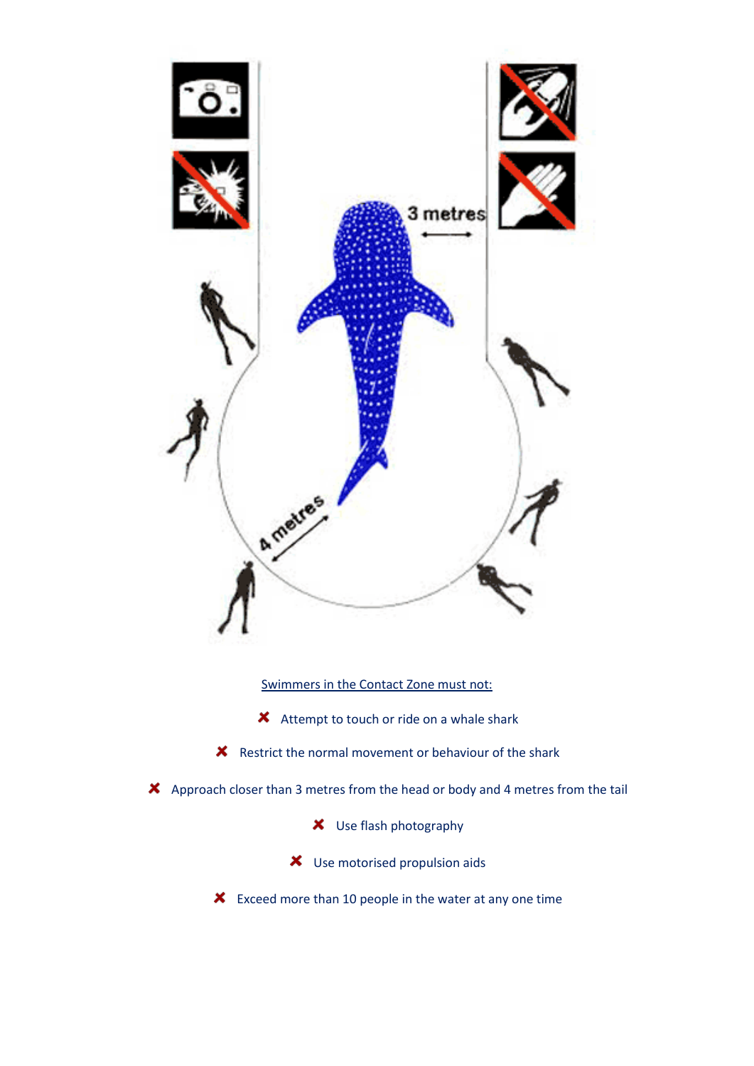3 metres

4 metres

Swimmers in the Contact Zone must not:

- ✖ Attempt to touch or ride on a whale shark
- ✖ Restrict the normal movement or behaviour of the shark
- ✖ Approach closer than 3 metres from the head or body and 4 metres from the tail
- ✖ Use flash photography
- ✖ Use motorised propulsion aids
- ✖ Exceed more than 10 people in the water at any one time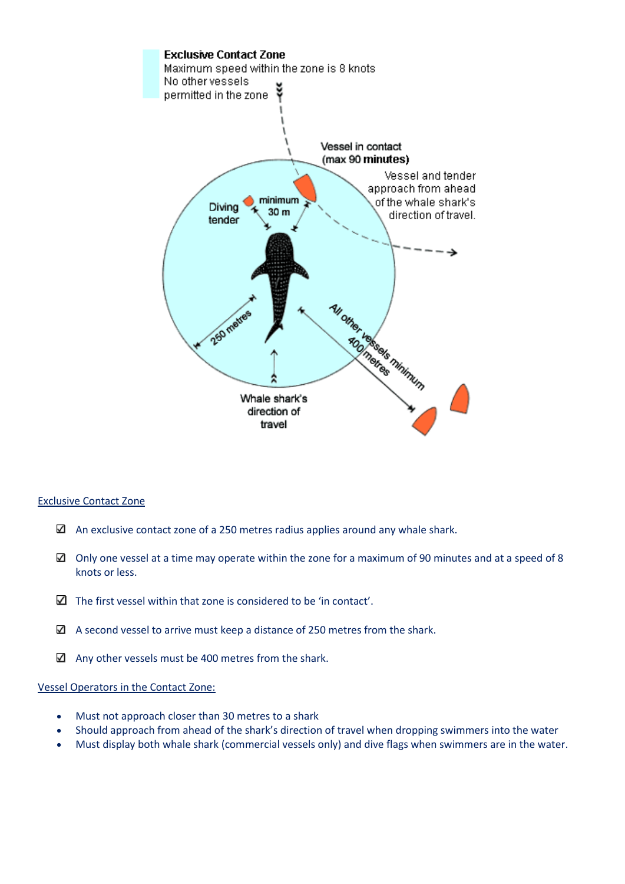Exclusive Contact Zone
Maximum speed within the zone is 8 knots
No other vessels permitted in the zone

Vessel in contact (max 90 minutes)

Vessel and tender approach from ahead of the whale shark's direction of travel.

Diving tender

minimum 30 m

250 metres

All other vessels minimum 400 metres

Whale shark's direction of travel

Exclusive Contact Zone

- ☑ An exclusive contact zone of a 250 metres radius applies around any whale shark.
- ☑ Only one vessel at a time may operate within the zone for a maximum of 90 minutes and at a speed of 8 knots or less.
- ☑ The first vessel within that zone is considered to be 'in contact'.
- ☑ A second vessel to arrive must keep a distance of 250 metres from the shark.
- ☑ Any other vessels must be 400 metres from the shark.

Vessel Operators in the Contact Zone:

- Must not approach closer than 30 metres to a shark
- Should approach from ahead of the shark's direction of travel when dropping swimmers into the water
- Must display both whale shark (commercial vessels only) and dive flags when swimmers are in the water.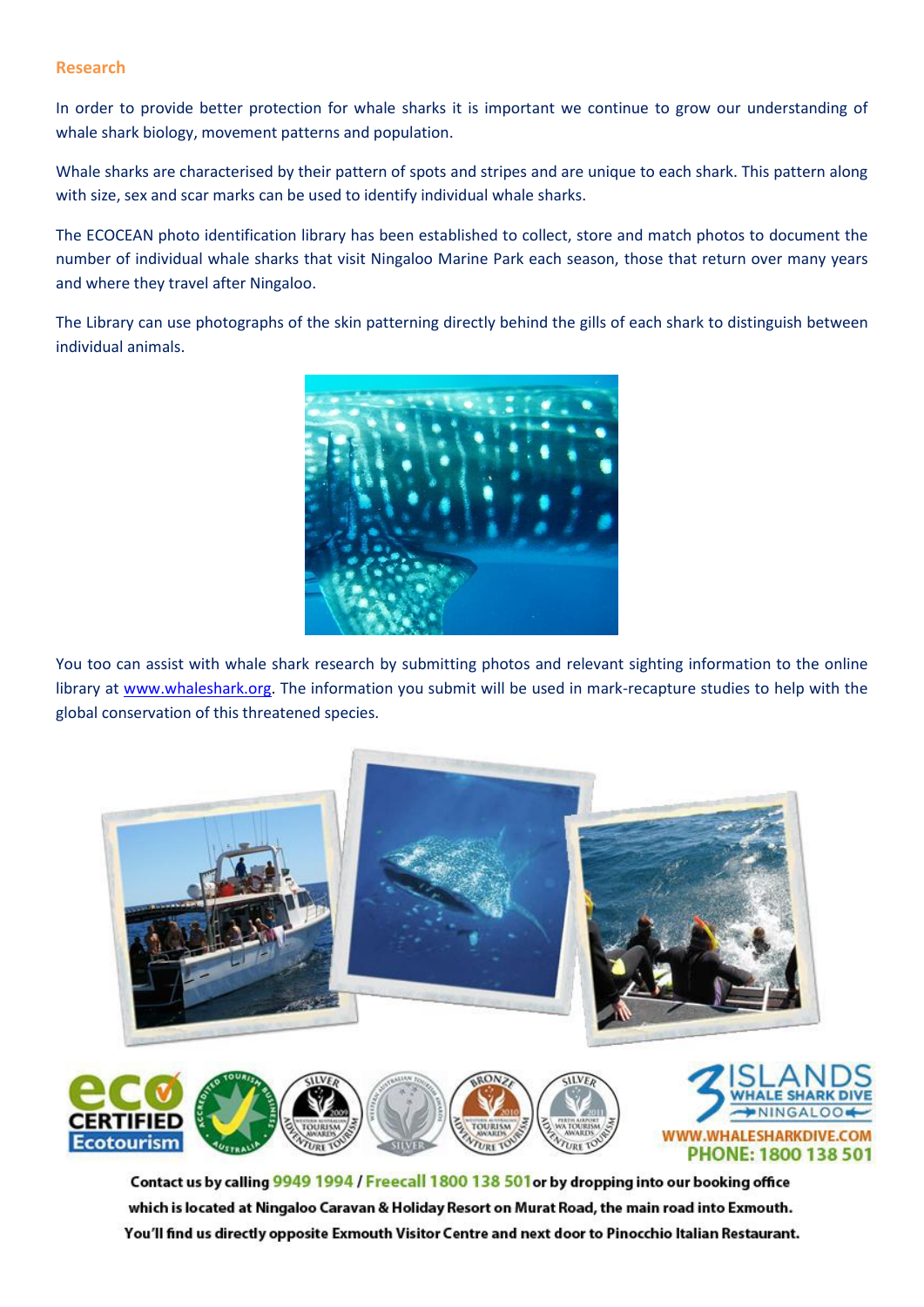## Research

In order to provide better protection for whale sharks it is important we continue to grow our understanding of whale shark biology, movement patterns and population.

Whale sharks are characterised by their pattern of spots and stripes and are unique to each shark. This pattern along with size, sex and scar marks can be used to identify individual whale sharks.

The ECOCEAN photo identification library has been established to collect, store and match photos to document the number of individual whale sharks that visit Ningaloo Marine Park each season, those that return over many years and where they travel after Ningaloo.

The Library can use photographs of the skin patterning directly behind the gills of each shark to distinguish between individual animals.

You too can assist with whale shark research by submitting photos and relevant sighting information to the online library at [www.whaleshark.org](http://www.whaleshark.org). The information you submit will be used in mark-recapture studies to help with the global conservation of this threatened species.

3 ISLANDS WHALE SHARK DIVE NINGALOO

WWW.WHALESHARKDIVE.COM

PHONE: 1800 138 501

**Contact us by calling 9949 1994 / Freecall 1800 138 501 or by dropping into our booking office which is located at Ningaloo Caravan & Holiday Resort on Murat Road, the main road into Exmouth. You'll find us directly opposite Exmouth Visitor Centre and next door to Pinocchio Italian Restaurant.**